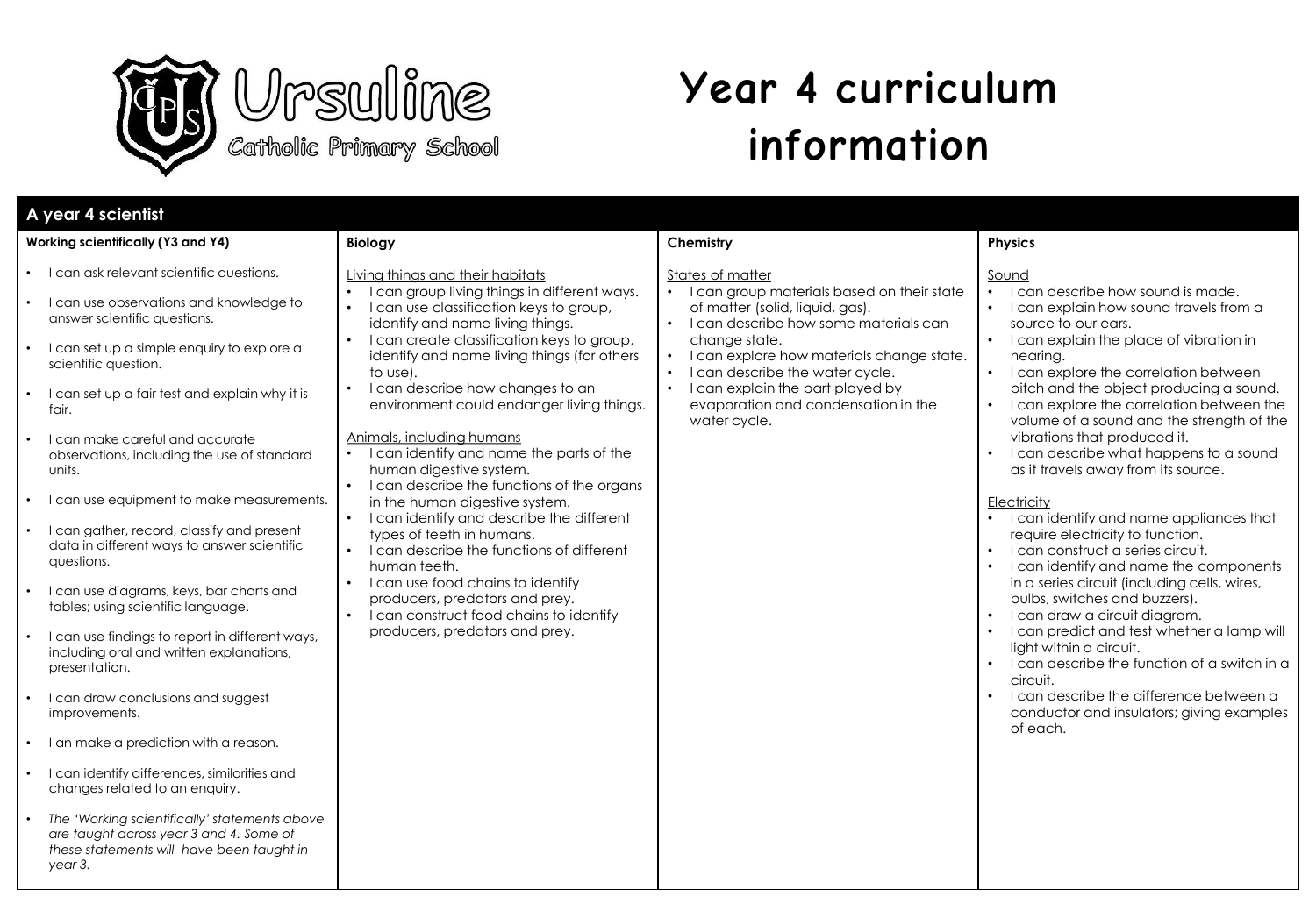# Ursuline Catholic Primary School

# Year 4 curriculum information

## A year 4 scientist

### Working scientifically (Y3 and Y4)

- I can ask relevant scientific questions.
- I can use observations and knowledge to answer scientific questions.
- I can set up a simple enquiry to explore a scientific question.
- I can set up a fair test and explain why it is fair.
- I can make careful and accurate observations, including the use of standard units.
- I can use equipment to make measurements.
- I can gather, record, classify and present data in different ways to answer scientific questions.
- I can use diagrams, keys, bar charts and tables; using scientific language.
- I can use findings to report in different ways, including oral and written explanations, presentation.
- I can draw conclusions and suggest improvements.
- I an make a prediction with a reason.
- I can identify differences, similarities and changes related to an enquiry.
- *The 'Working scientifically' statements above are taught across year 3 and 4. Some of these statements will have been taught in year 3.*

### Biology

Living things and their habitats

- I can group living things in different ways.
- I can use classification keys to group, identify and name living things.
- I can create classification keys to group, identify and name living things (for others to use).
- I can describe how changes to an environment could endanger living things.

Animals, including humans

- I can identify and name the parts of the human digestive system.
- I can describe the functions of the organs in the human digestive system.
- I can identify and describe the different types of teeth in humans.
- I can describe the functions of different human teeth.
- I can use food chains to identify producers, predators and prey.
- I can construct food chains to identify producers, predators and prey.

### Chemistry

States of matter

- I can group materials based on their state of matter (solid, liquid, gas).
- I can describe how some materials can change state.
- I can explore how materials change state.
- I can describe the water cycle.
- I can explain the part played by evaporation and condensation in the water cycle.

### Physics

Sound

- I can describe how sound is made.
- I can explain how sound travels from a source to our ears.
- I can explain the place of vibration in hearing.
- I can explore the correlation between pitch and the object producing a sound.
- I can explore the correlation between the volume of a sound and the strength of the vibrations that produced it.
- I can describe what happens to a sound as it travels away from its source.

Electricity

- I can identify and name appliances that require electricity to function.
- I can construct a series circuit.
- I can identify and name the components in a series circuit (including cells, wires, bulbs, switches and buzzers).
- I can draw a circuit diagram.
- I can predict and test whether a lamp will light within a circuit.
- I can describe the function of a switch in a circuit.
- I can describe the difference between a conductor and insulators; giving examples of each.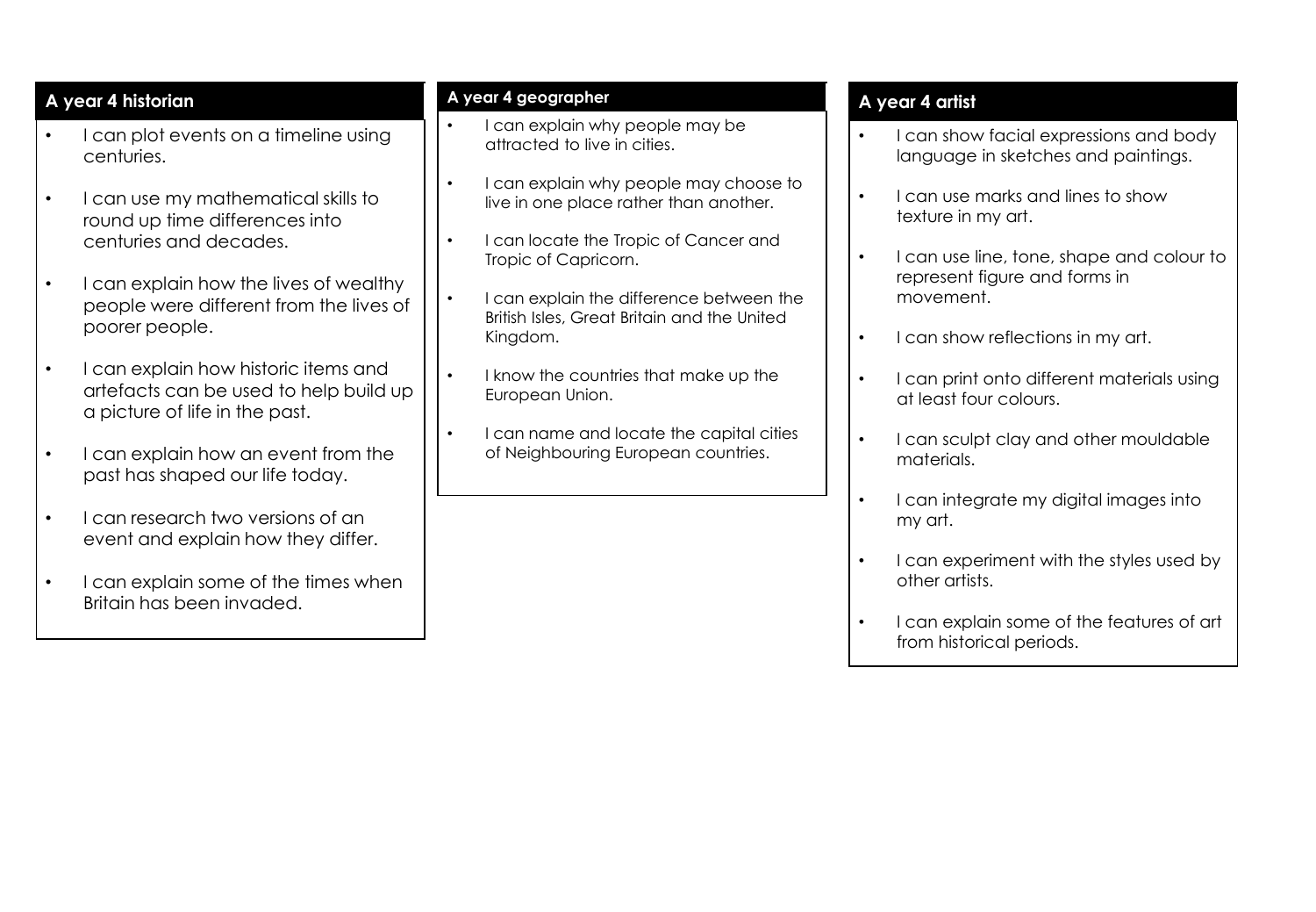## A year 4 historian

- I can plot events on a timeline using centuries.
- I can use my mathematical skills to round up time differences into centuries and decades.
- I can explain how the lives of wealthy people were different from the lives of poorer people.
- I can explain how historic items and artefacts can be used to help build up a picture of life in the past.
- I can explain how an event from the past has shaped our life today.
- I can research two versions of an event and explain how they differ.
- I can explain some of the times when Britain has been invaded.

## A year 4 geographer

- I can explain why people may be attracted to live in cities.
- I can explain why people may choose to live in one place rather than another.
- I can locate the Tropic of Cancer and Tropic of Capricorn.
- I can explain the difference between the British Isles, Great Britain and the United Kingdom.
- I know the countries that make up the European Union.
- I can name and locate the capital cities of Neighbouring European countries.

## A year 4 artist

- I can show facial expressions and body language in sketches and paintings.
- I can use marks and lines to show texture in my art.
- I can use line, tone, shape and colour to represent figure and forms in movement.
- I can show reflections in my art.
- I can print onto different materials using at least four colours.
- I can sculpt clay and other mouldable materials.
- I can integrate my digital images into my art.
- I can experiment with the styles used by other artists.
- I can explain some of the features of art from historical periods.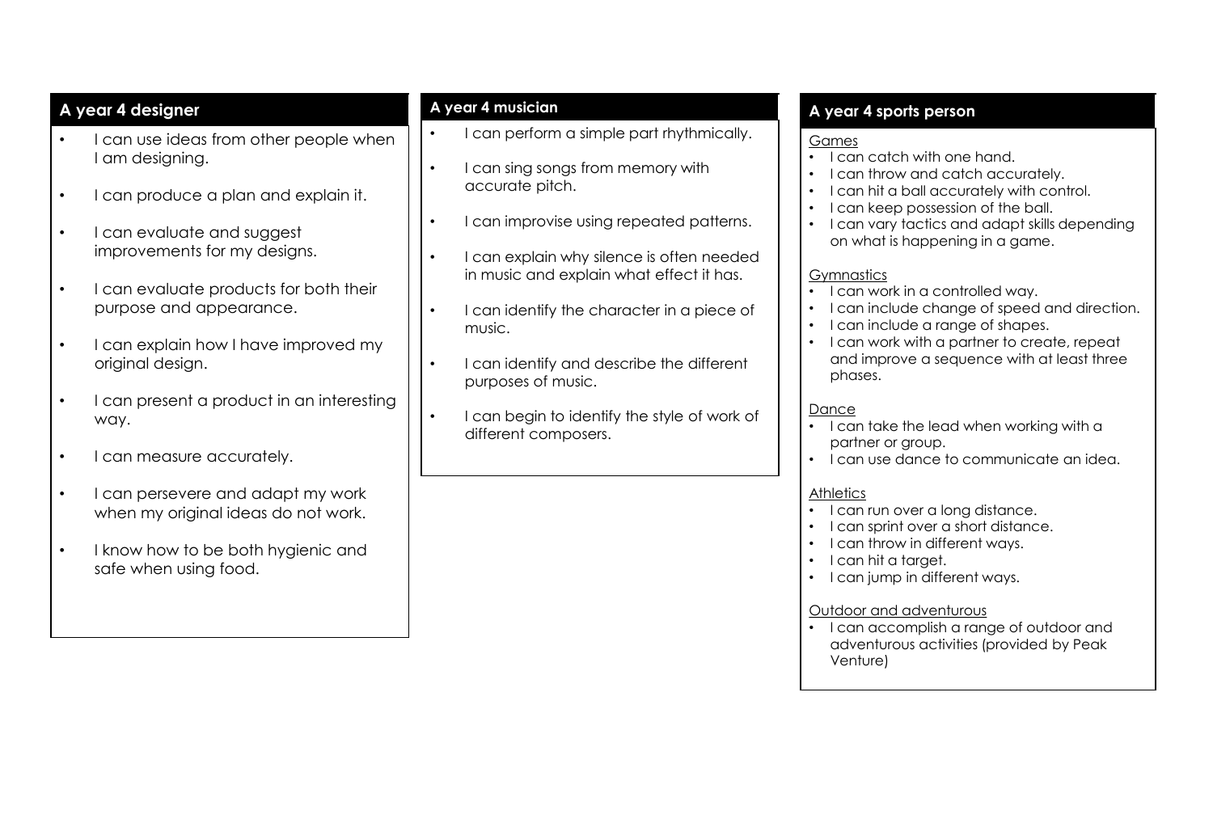## A year 4 designer

- I can use ideas from other people when I am designing.
- I can produce a plan and explain it.
- I can evaluate and suggest improvements for my designs.
- I can evaluate products for both their purpose and appearance.
- I can explain how I have improved my original design.
- I can present a product in an interesting way.
- I can measure accurately.
- I can persevere and adapt my work when my original ideas do not work.
- I know how to be both hygienic and safe when using food.

## A year 4 musician

- I can perform a simple part rhythmically.
- I can sing songs from memory with accurate pitch.
- I can improvise using repeated patterns.
- I can explain why silence is often needed in music and explain what effect it has.
- I can identify the character in a piece of music.
- I can identify and describe the different purposes of music.
- I can begin to identify the style of work of different composers.

## A year 4 sports person

Games

- I can catch with one hand.
- I can throw and catch accurately.
- I can hit a ball accurately with control.
- I can keep possession of the ball.
- I can vary tactics and adapt skills depending on what is happening in a game.

Gymnastics

- I can work in a controlled way.
- I can include change of speed and direction.
- I can include a range of shapes.
- I can work with a partner to create, repeat and improve a sequence with at least three phases.

Dance

- I can take the lead when working with a partner or group.
- I can use dance to communicate an idea.

Athletics

- I can run over a long distance.
- I can sprint over a short distance.
- I can throw in different ways.
- I can hit a target.
- I can jump in different ways.

Outdoor and adventurous

- I can accomplish a range of outdoor and adventurous activities (provided by Peak Venture)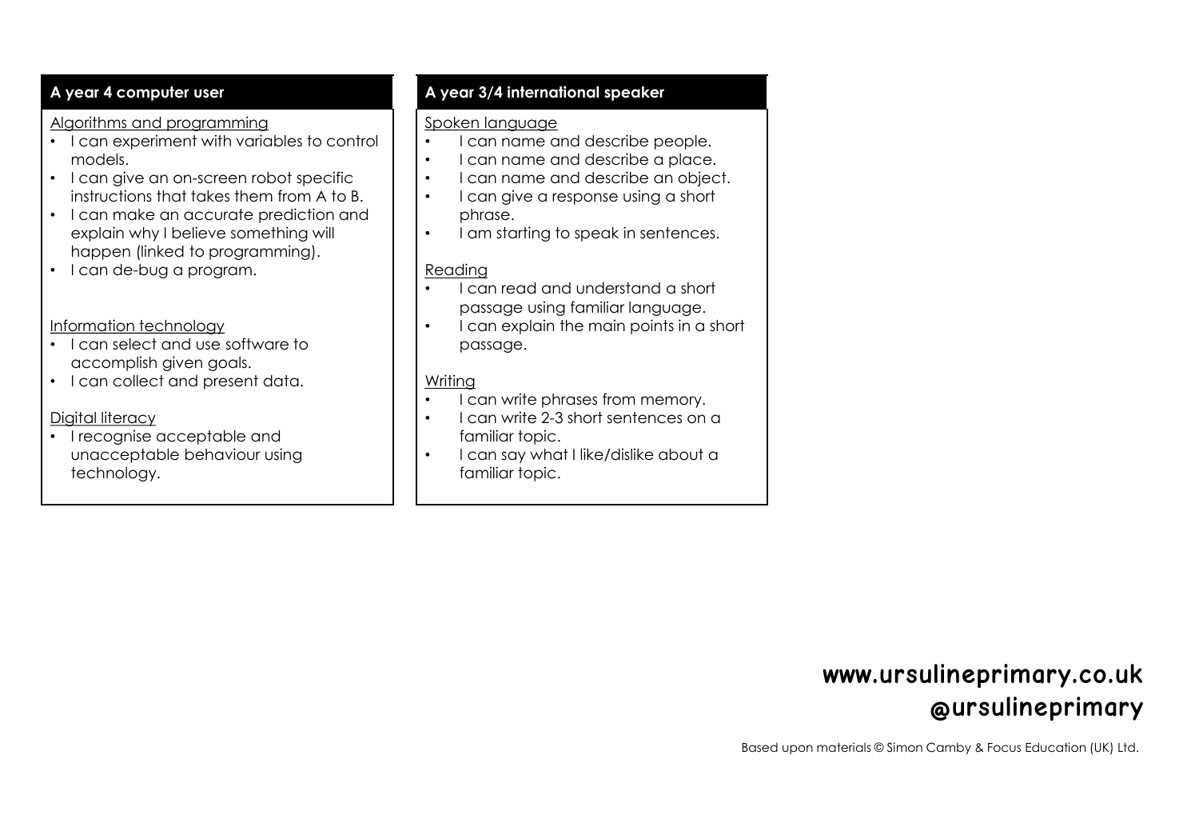## A year 4 computer user

Algorithms and programming

- I can experiment with variables to control models.
- I can give an on-screen robot specific instructions that takes them from A to B.
- I can make an accurate prediction and explain why I believe something will happen (linked to programming).
- I can de-bug a program.

Information technology

- I can select and use software to accomplish given goals.
- I can collect and present data.

Digital literacy

- I recognise acceptable and unacceptable behaviour using technology.

## A year 3/4 international speaker

Spoken language

- I can name and describe people.
- I can name and describe a place.
- I can name and describe an object.
- I can give a response using a short phrase.
- I am starting to speak in sentences.

Reading

- I can read and understand a short passage using familiar language.
- I can explain the main points in a short passage.

Writing

- I can write phrases from memory.
- I can write 2-3 short sentences on a familiar topic.
- I can say what I like/dislike about a familiar topic.

**www.ursulineprimary.co.uk**
**@ursulineprimary**

Based upon materials © Simon Camby & Focus Education (UK) Ltd.